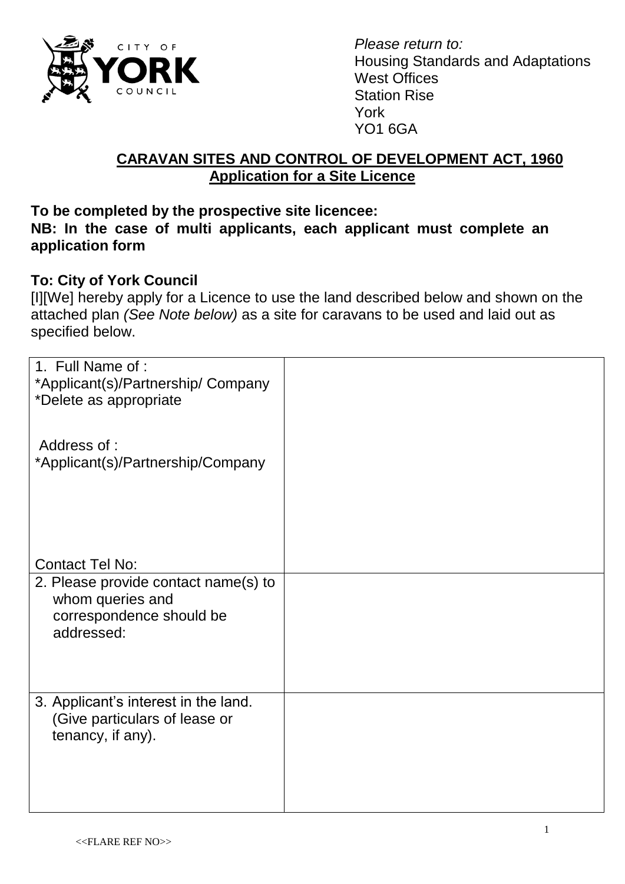*Please return to:*
Housing Standards and Adaptations
West Offices
Station Rise
York
YO1 6GA

## CARAVAN SITES AND CONTROL OF DEVELOPMENT ACT, 1960
## Application for a Site Licence

**To be completed by the prospective site licencee:**
**NB: In the case of multi applicants, each applicant must complete an application form**

**To: City of York Council**
[I][We] hereby apply for a Licence to use the land described below and shown on the attached plan *(See Note below)* as a site for caravans to be used and laid out as specified below.

| | |
|---|---|
| 1. Full Name of :<br>*Applicant(s)/Partnership/ Company<br>*Delete as appropriate<br><br>Address of :<br>*Applicant(s)/Partnership/Company<br><br>Contact Tel No: | |
| 2. Please provide contact name(s) to whom queries and correspondence should be addressed: | |
| 3. Applicant's interest in the land. (Give particulars of lease or tenancy, if any). | |

<<FLARE REF NO>>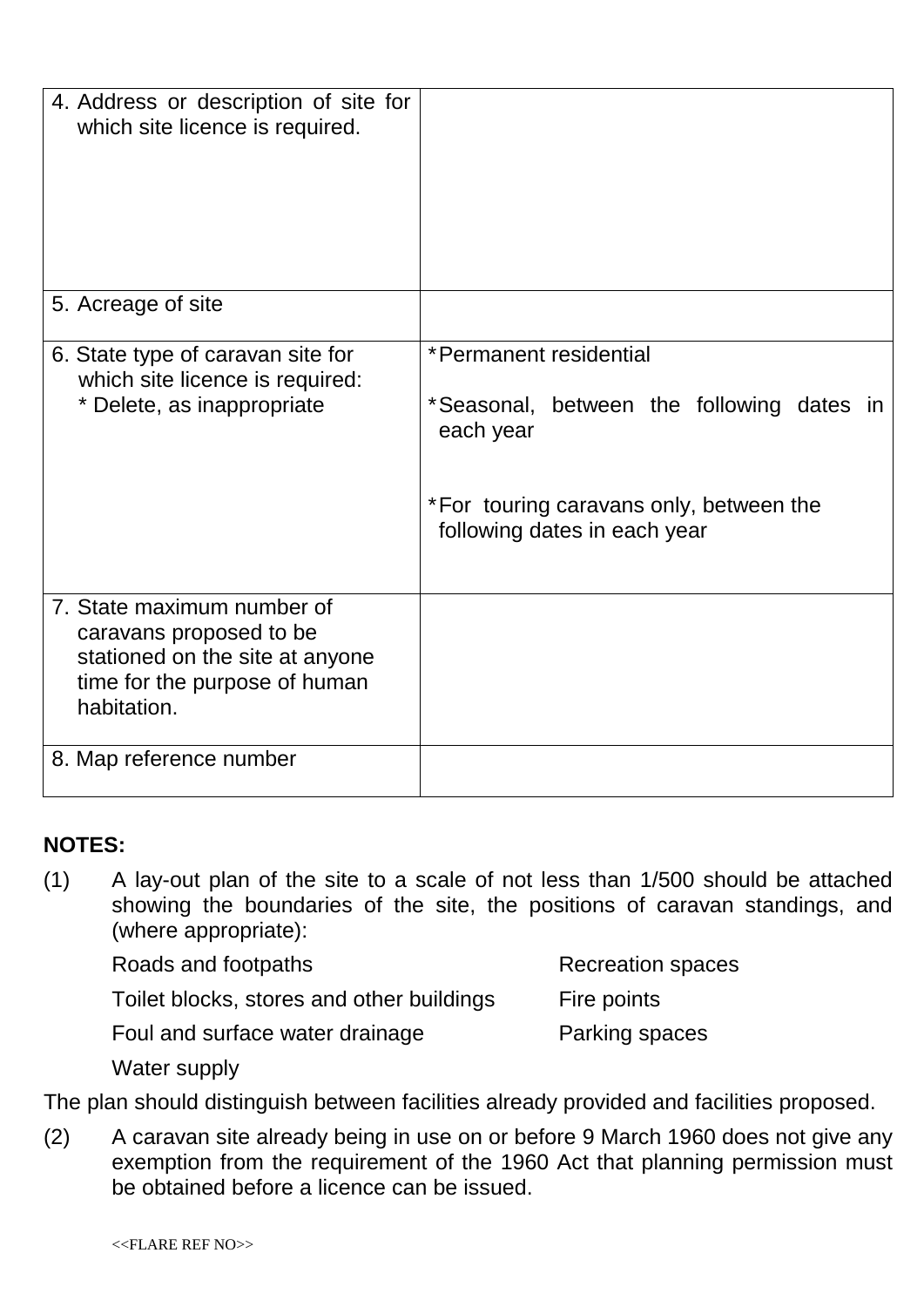| | |
|---|---|
| 4. Address or description of site for which site licence is required. | |
| 5. Acreage of site | |
| 6. State type of caravan site for which site licence is required:<br>* Delete, as inappropriate | *Permanent residential<br><br>*Seasonal, between the following dates in each year<br><br>*For touring caravans only, between the following dates in each year |
| 7. State maximum number of caravans proposed to be stationed on the site at anyone time for the purpose of human habitation. | |
| 8. Map reference number | |

**NOTES:**

(1) A lay-out plan of the site to a scale of not less than 1/500 should be attached showing the boundaries of the site, the positions of caravan standings, and (where appropriate):

- Roads and footpaths
- Toilet blocks, stores and other buildings
- Foul and surface water drainage
- Water supply
- Recreation spaces
- Fire points
- Parking spaces

The plan should distinguish between facilities already provided and facilities proposed.

(2) A caravan site already being in use on or before 9 March 1960 does not give any exemption from the requirement of the 1960 Act that planning permission must be obtained before a licence can be issued.

<<FLARE REF NO>>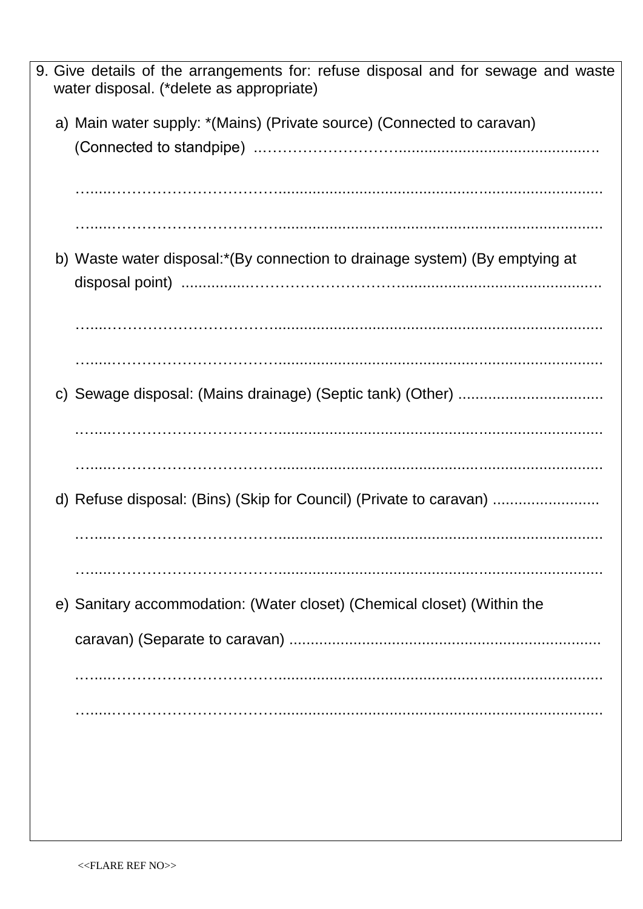9. Give details of the arrangements for: refuse disposal and for sewage and waste water disposal. (*delete as appropriate)

   a) Main water supply: *(Mains) (Private source) (Connected to caravan) (Connected to standpipe) ..................................................................................

      ..................................................................................................

      ..................................................................................................

   b) Waste water disposal:*(By connection to drainage system) (By emptying at disposal point) ..................................................................................

      ..................................................................................................

      ..................................................................................................

   c) Sewage disposal: (Mains drainage) (Septic tank) (Other) ..................................

      ..................................................................................................

      ..................................................................................................

   d) Refuse disposal: (Bins) (Skip for Council) (Private to caravan) .........................

      ..................................................................................................

      ..................................................................................................

   e) Sanitary accommodation: (Water closet) (Chemical closet) (Within the caravan) (Separate to caravan) ..........................................................................

      ..................................................................................................

      ..................................................................................................

<<FLARE REF NO>>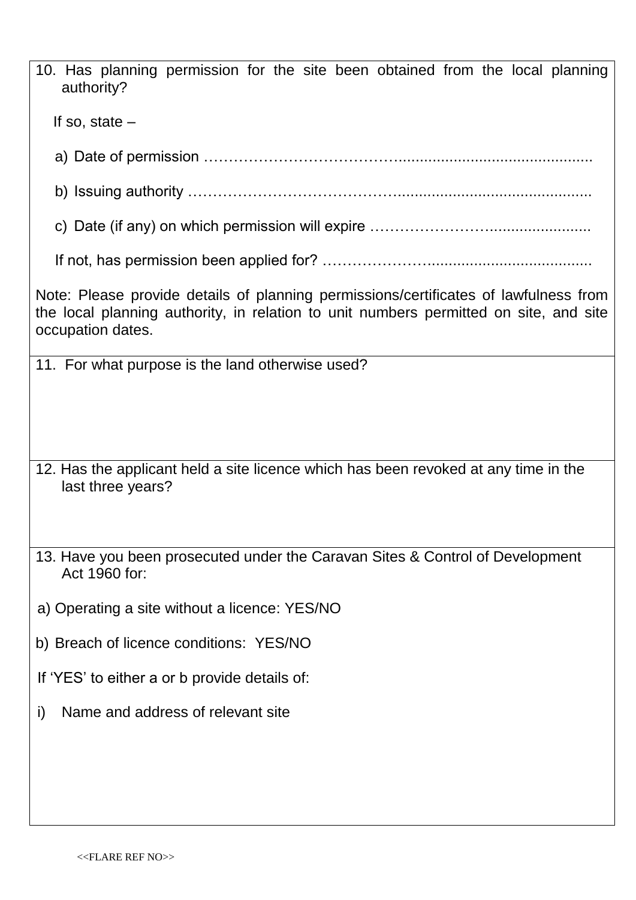10. Has planning permission for the site been obtained from the local planning authority?

If so, state –

a) Date of permission ………………………………….........................................

b) Issuing authority …………………………………..........................................

c) Date (if any) on which permission will expire …………………….......................

If not, has permission been applied for? ……………………......................................

Note: Please provide details of planning permissions/certificates of lawfulness from the local planning authority, in relation to unit numbers permitted on site, and site occupation dates.

11. For what purpose is the land otherwise used?

12. Has the applicant held a site licence which has been revoked at any time in the last three years?

13. Have you been prosecuted under the Caravan Sites & Control of Development Act 1960 for:

a) Operating a site without a licence: YES/NO

b) Breach of licence conditions: YES/NO

If 'YES' to either a or b provide details of:

i) Name and address of relevant site

<<FLARE REF NO>>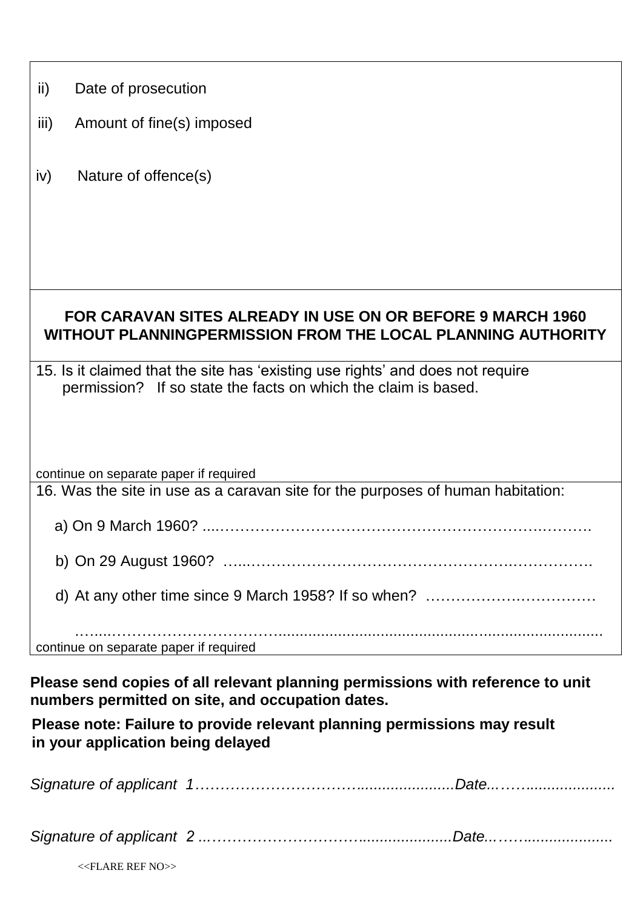ii) Date of prosecution

iii) Amount of fine(s) imposed

iv) Nature of offence(s)

**FOR CARAVAN SITES ALREADY IN USE ON OR BEFORE 9 MARCH 1960 WITHOUT PLANNINGPERMISSION FROM THE LOCAL PLANNING AUTHORITY**

15. Is it claimed that the site has 'existing use rights' and does not require permission? If so state the facts on which the claim is based.

continue on separate paper if required

16. Was the site in use as a caravan site for the purposes of human habitation:

a) On 9 March 1960? ...……………………………………………………….……….

b) On 29 August 1960? …..………………………………………….…………….

d) At any other time since 9 March 1958? If so when? ……………….……………

…...……………………………............................................…..........................

continue on separate paper if required

**Please send copies of all relevant planning permissions with reference to unit numbers permitted on site, and occupation dates.**

**Please note: Failure to provide relevant planning permissions may result in your application being delayed**

*Signature of applicant 1……………………………......................Date..……....................*

*Signature of applicant 2 ..…………………………......................Date..……....................*

<<FLARE REF NO>>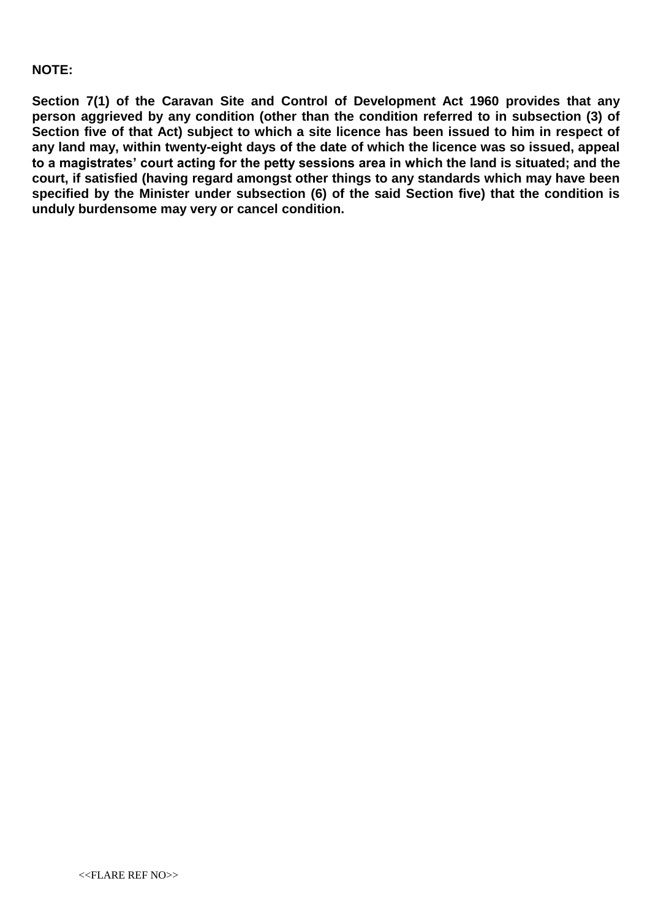**NOTE:**

**Section 7(1) of the Caravan Site and Control of Development Act 1960 provides that any person aggrieved by any condition (other than the condition referred to in subsection (3) of Section five of that Act) subject to which a site licence has been issued to him in respect of any land may, within twenty-eight days of the date of which the licence was so issued, appeal to a magistrates' court acting for the petty sessions area in which the land is situated; and the court, if satisfied (having regard amongst other things to any standards which may have been specified by the Minister under subsection (6) of the said Section five) that the condition is unduly burdensome may very or cancel condition.**

<<FLARE REF NO>>